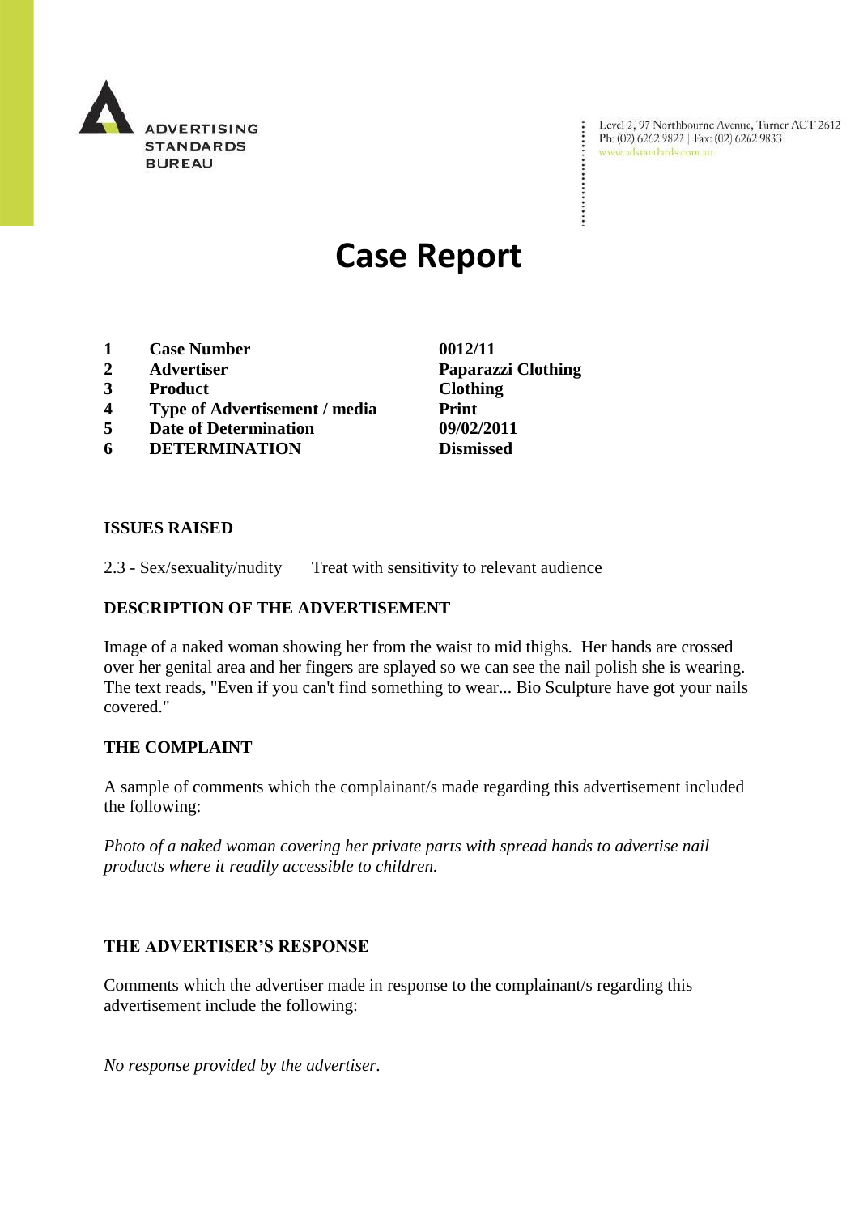ADVERTISING STANDARDS BUREAU

Level 2, 97 Northbourne Avenue, Turner ACT 2612
Ph: (02) 6262 9822 | Fax: (02) 6262 9833
www.adstandards.com.au

# Case Report

| | | |
|---|---|---|
| 1 | **Case Number** | **0012/11** |
| 2 | **Advertiser** | **Paparazzi Clothing** |
| 3 | **Product** | **Clothing** |
| 4 | **Type of Advertisement / media** | **Print** |
| 5 | **Date of Determination** | **09/02/2011** |
| 6 | **DETERMINATION** | **Dismissed** |

## ISSUES RAISED

2.3 - Sex/sexuality/nudity Treat with sensitivity to relevant audience

## DESCRIPTION OF THE ADVERTISEMENT

Image of a naked woman showing her from the waist to mid thighs. Her hands are crossed over her genital area and her fingers are splayed so we can see the nail polish she is wearing. The text reads, "Even if you can't find something to wear... Bio Sculpture have got your nails covered."

## THE COMPLAINT

A sample of comments which the complainant/s made regarding this advertisement included the following:

*Photo of a naked woman covering her private parts with spread hands to advertise nail products where it readily accessible to children.*

## THE ADVERTISER'S RESPONSE

Comments which the advertiser made in response to the complainant/s regarding this advertisement include the following:

*No response provided by the advertiser.*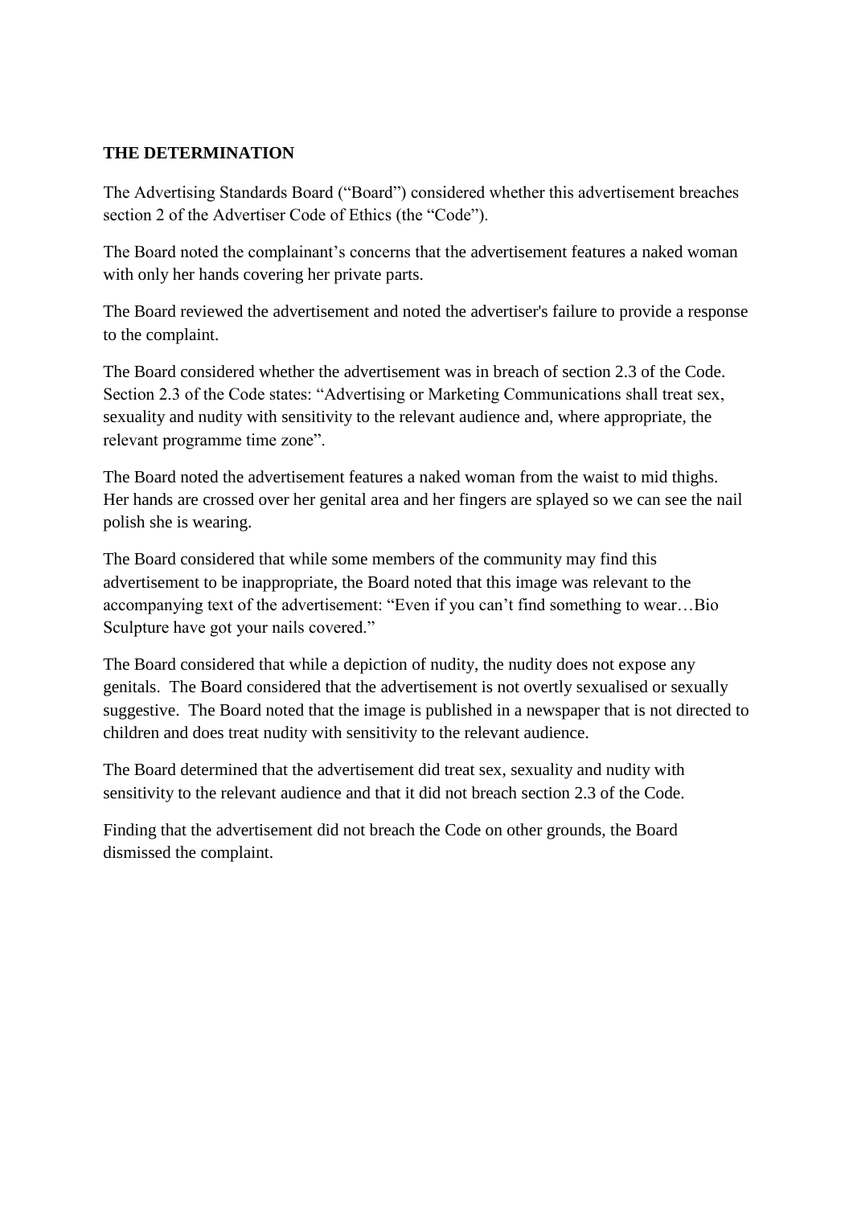**THE DETERMINATION**

The Advertising Standards Board ("Board") considered whether this advertisement breaches section 2 of the Advertiser Code of Ethics (the "Code").

The Board noted the complainant's concerns that the advertisement features a naked woman with only her hands covering her private parts.

The Board reviewed the advertisement and noted the advertiser's failure to provide a response to the complaint.

The Board considered whether the advertisement was in breach of section 2.3 of the Code. Section 2.3 of the Code states: "Advertising or Marketing Communications shall treat sex, sexuality and nudity with sensitivity to the relevant audience and, where appropriate, the relevant programme time zone".

The Board noted the advertisement features a naked woman from the waist to mid thighs. Her hands are crossed over her genital area and her fingers are splayed so we can see the nail polish she is wearing.

The Board considered that while some members of the community may find this advertisement to be inappropriate, the Board noted that this image was relevant to the accompanying text of the advertisement: "Even if you can't find something to wear…Bio Sculpture have got your nails covered."

The Board considered that while a depiction of nudity, the nudity does not expose any genitals. The Board considered that the advertisement is not overtly sexualised or sexually suggestive. The Board noted that the image is published in a newspaper that is not directed to children and does treat nudity with sensitivity to the relevant audience.

The Board determined that the advertisement did treat sex, sexuality and nudity with sensitivity to the relevant audience and that it did not breach section 2.3 of the Code.

Finding that the advertisement did not breach the Code on other grounds, the Board dismissed the complaint.